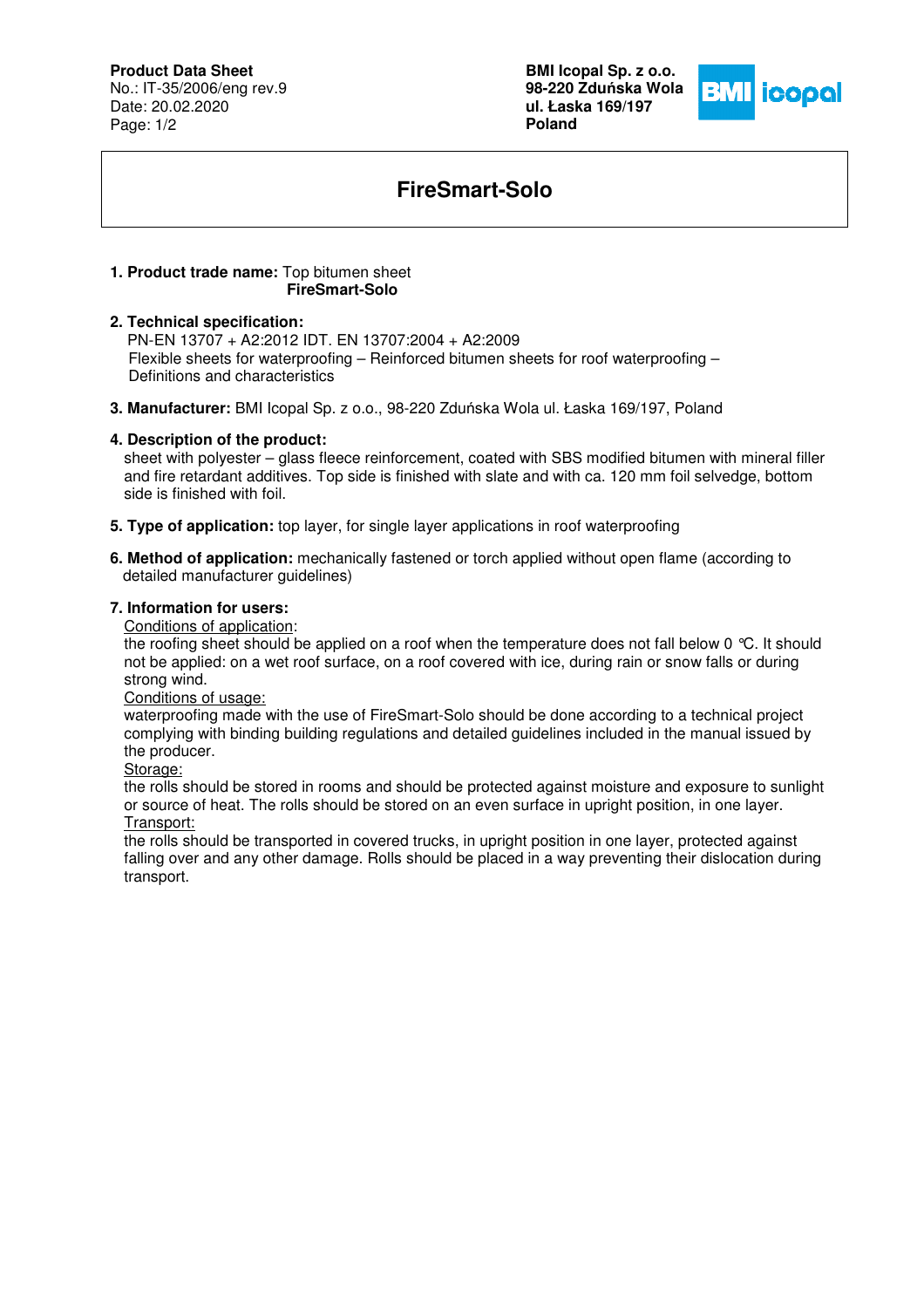**Product Data Sheet**
No.: IT-35/2006/eng rev.9
Date: 20.02.2020

**BMI Icopal Sp. z o.o.**
**98-220 Zduńska Wola**
**ul. Łaska 169/197**
**Poland**

# FireSmart-Solo

1. **Product trade name:** Top bitumen sheet
   **FireSmart-Solo**

2. **Technical specification:**
   PN-EN 13707 + A2:2012 IDT. EN 13707:2004 + A2:2009
   Flexible sheets for waterproofing – Reinforced bitumen sheets for roof waterproofing – Definitions and characteristics

3. **Manufacturer:** BMI Icopal Sp. z o.o., 98-220 Zduńska Wola ul. Łaska 169/197, Poland

4. **Description of the product:**
   sheet with polyester – glass fleece reinforcement, coated with SBS modified bitumen with mineral filler and fire retardant additives. Top side is finished with slate and with ca. 120 mm foil selvedge, bottom side is finished with foil.

5. **Type of application:** top layer, for single layer applications in roof waterproofing

6. **Method of application:** mechanically fastened or torch applied without open flame (according to detailed manufacturer guidelines)

7. **Information for users:**
   Conditions of application:
   the roofing sheet should be applied on a roof when the temperature does not fall below 0 ℃. It should not be applied: on a wet roof surface, on a roof covered with ice, during rain or snow falls or during strong wind.
   Conditions of usage:
   waterproofing made with the use of FireSmart-Solo should be done according to a technical project complying with binding building regulations and detailed guidelines included in the manual issued by the producer.
   Storage:
   the rolls should be stored in rooms and should be protected against moisture and exposure to sunlight or source of heat. The rolls should be stored on an even surface in upright position, in one layer.
   Transport:
   the rolls should be transported in covered trucks, in upright position in one layer, protected against falling over and any other damage. Rolls should be placed in a way preventing their dislocation during transport.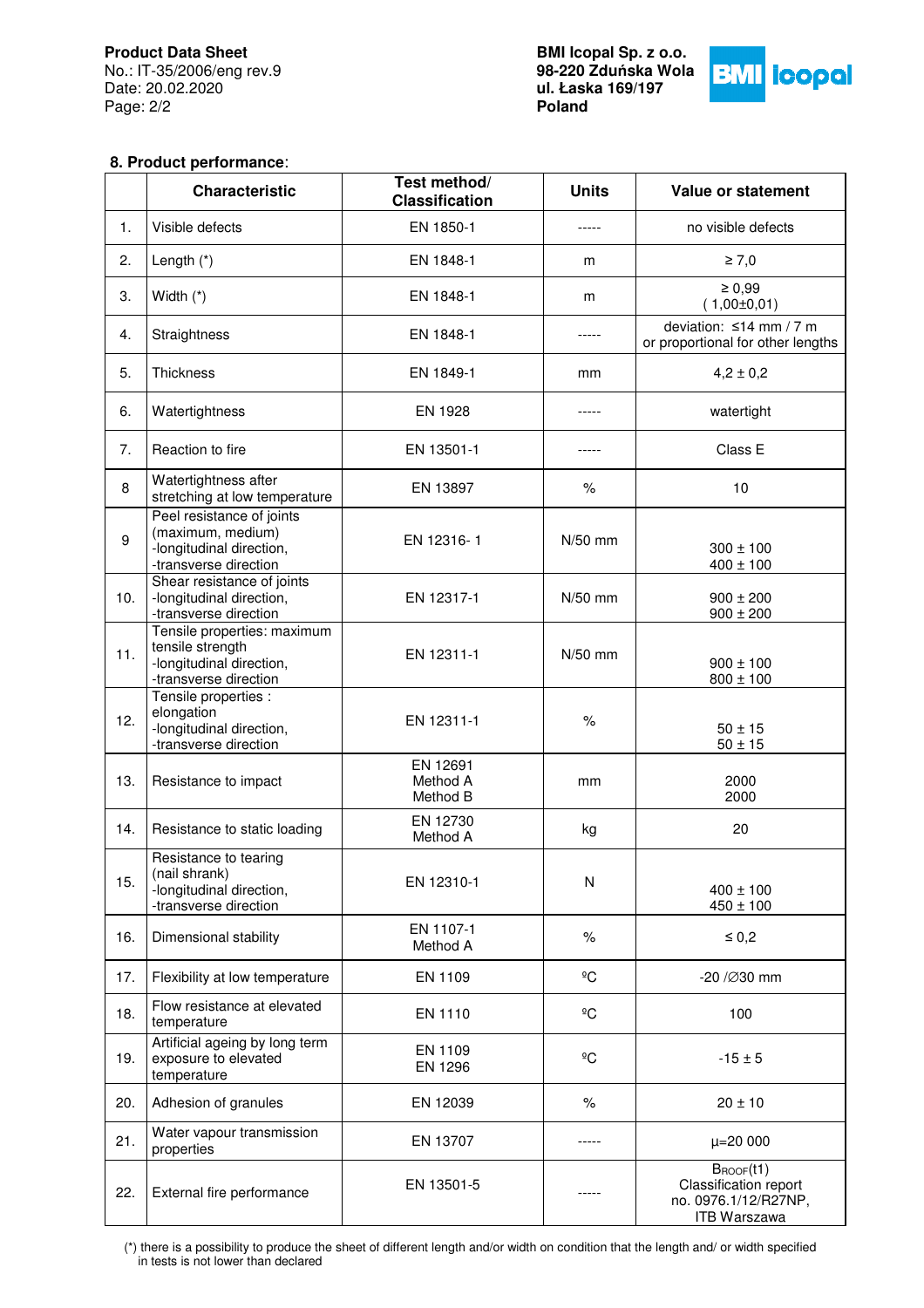## 8. Product performance:

| | Characteristic | Test method/ Classification | Units | Value or statement |
|---|---|---|---|---|
| 1. | Visible defects | EN 1850-1 | ----- | no visible defects |
| 2. | Length (*) | EN 1848-1 | m | ≥ 7,0 |
| 3. | Width (*) | EN 1848-1 | m | ≥ 0,99 ( 1,00±0,01) |
| 4. | Straightness | EN 1848-1 | ----- | deviation: ≤14 mm / 7 m or proportional for other lengths |
| 5. | Thickness | EN 1849-1 | mm | 4,2 ± 0,2 |
| 6. | Watertightness | EN 1928 | ----- | watertight |
| 7. | Reaction to fire | EN 13501-1 | ----- | Class E |
| 8 | Watertightness after stretching at low temperature | EN 13897 | % | 10 |
| 9 | Peel resistance of joints (maximum, medium) -longitudinal direction, -transverse direction | EN 12316- 1 | N/50 mm | 300 ± 100<br>400 ± 100 |
| 10. | Shear resistance of joints -longitudinal direction, -transverse direction | EN 12317-1 | N/50 mm | 900 ± 200<br>900 ± 200 |
| 11. | Tensile properties: maximum tensile strength -longitudinal direction, -transverse direction | EN 12311-1 | N/50 mm | 900 ± 100<br>800 ± 100 |
| 12. | Tensile properties : elongation -longitudinal direction, -transverse direction | EN 12311-1 | % | 50 ± 15<br>50 ± 15 |
| 13. | Resistance to impact | EN 12691<br>Method A<br>Method B | mm | 2000<br>2000 |
| 14. | Resistance to static loading | EN 12730<br>Method A | kg | 20 |
| 15. | Resistance to tearing (nail shrank) -longitudinal direction, -transverse direction | EN 12310-1 | N | 400 ± 100<br>450 ± 100 |
| 16. | Dimensional stability | EN 1107-1<br>Method A | % | ≤ 0,2 |
| 17. | Flexibility at low temperature | EN 1109 | ºC | -20 /∅30 mm |
| 18. | Flow resistance at elevated temperature | EN 1110 | ºC | 100 |
| 19. | Artificial ageing by long term exposure to elevated temperature | EN 1109<br>EN 1296 | ºC | -15 ± 5 |
| 20. | Adhesion of granules | EN 12039 | % | 20 ± 10 |
| 21. | Water vapour transmission properties | EN 13707 | ----- | μ=20 000 |
| 22. | External fire performance | EN 13501-5 | ----- | $B_{ROOF}$(t1)<br>Classification report no. 0976.1/12/R27NP, ITB Warszawa |

(*) there is a possibility to produce the sheet of different length and/or width on condition that the length and/ or width specified in tests is not lower than declared